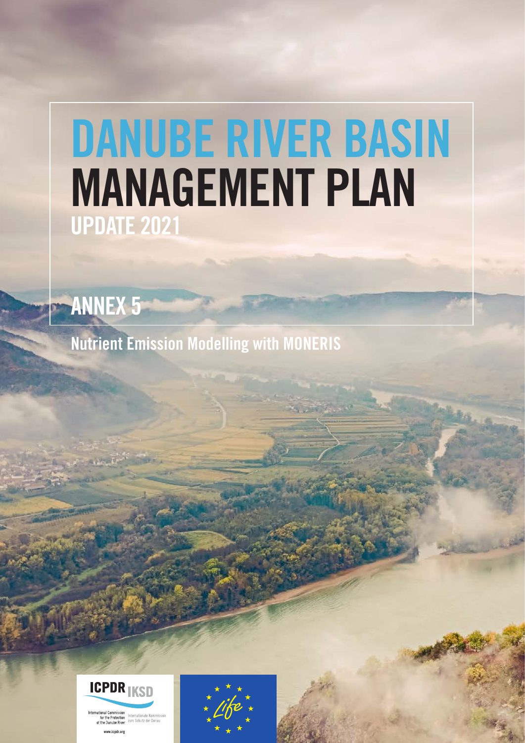# DANUBE RIVER BASIN MANAGEMENT PLAN

## UPDATE 2021

## ANNEX 5

Nutrient Emission Modelling with MONERIS

ICPDR IKSD

International Commission for the Protection of the Danube River

Internationale Kommission zum Schutz der Donau

www.icpdr.org

Life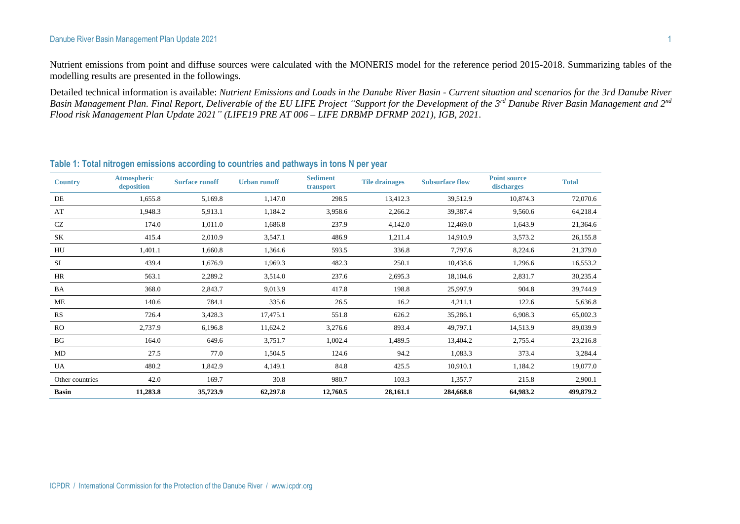Nutrient emissions from point and diffuse sources were calculated with the MONERIS model for the reference period 2015-2018. Summarizing tables of the modelling results are presented in the followings.

Detailed technical information is available: *Nutrient Emissions and Loads in the Danube River Basin - Current situation and scenarios for the 3rd Danube River Basin Management Plan. Final Report, Deliverable of the EU LIFE Project "Support for the Development of the 3rd Danube River Basin Management and 2nd Flood risk Management Plan Update 2021" (LIFE19 PRE AT 006 – LIFE DRBMP DFRMP 2021), IGB, 2021.*

### Table 1: Total nitrogen emissions according to countries and pathways in tons N per year

| Country | Atmospheric deposition | Surface runoff | Urban runoff | Sediment transport | Tile drainages | Subsurface flow | Point source discharges | Total |
|---|---|---|---|---|---|---|---|---|
| DE | 1,655.8 | 5,169.8 | 1,147.0 | 298.5 | 13,412.3 | 39,512.9 | 10,874.3 | 72,070.6 |
| AT | 1,948.3 | 5,913.1 | 1,184.2 | 3,958.6 | 2,266.2 | 39,387.4 | 9,560.6 | 64,218.4 |
| CZ | 174.0 | 1,011.0 | 1,686.8 | 237.9 | 4,142.0 | 12,469.0 | 1,643.9 | 21,364.6 |
| SK | 415.4 | 2,010.9 | 3,547.1 | 486.9 | 1,211.4 | 14,910.9 | 3,573.2 | 26,155.8 |
| HU | 1,401.1 | 1,660.8 | 1,364.6 | 593.5 | 336.8 | 7,797.6 | 8,224.6 | 21,379.0 |
| SI | 439.4 | 1,676.9 | 1,969.3 | 482.3 | 250.1 | 10,438.6 | 1,296.6 | 16,553.2 |
| HR | 563.1 | 2,289.2 | 3,514.0 | 237.6 | 2,695.3 | 18,104.6 | 2,831.7 | 30,235.4 |
| BA | 368.0 | 2,843.7 | 9,013.9 | 417.8 | 198.8 | 25,997.9 | 904.8 | 39,744.9 |
| ME | 140.6 | 784.1 | 335.6 | 26.5 | 16.2 | 4,211.1 | 122.6 | 5,636.8 |
| RS | 726.4 | 3,428.3 | 17,475.1 | 551.8 | 626.2 | 35,286.1 | 6,908.3 | 65,002.3 |
| RO | 2,737.9 | 6,196.8 | 11,624.2 | 3,276.6 | 893.4 | 49,797.1 | 14,513.9 | 89,039.9 |
| BG | 164.0 | 649.6 | 3,751.7 | 1,002.4 | 1,489.5 | 13,404.2 | 2,755.4 | 23,216.8 |
| MD | 27.5 | 77.0 | 1,504.5 | 124.6 | 94.2 | 1,083.3 | 373.4 | 3,284.4 |
| UA | 480.2 | 1,842.9 | 4,149.1 | 84.8 | 425.5 | 10,910.1 | 1,184.2 | 19,077.0 |
| Other countries | 42.0 | 169.7 | 30.8 | 980.7 | 103.3 | 1,357.7 | 215.8 | 2,900.1 |
| **Basin** | **11,283.8** | **35,723.9** | **62,297.8** | **12,760.5** | **28,161.1** | **284,668.8** | **64,983.2** | **499,879.2** |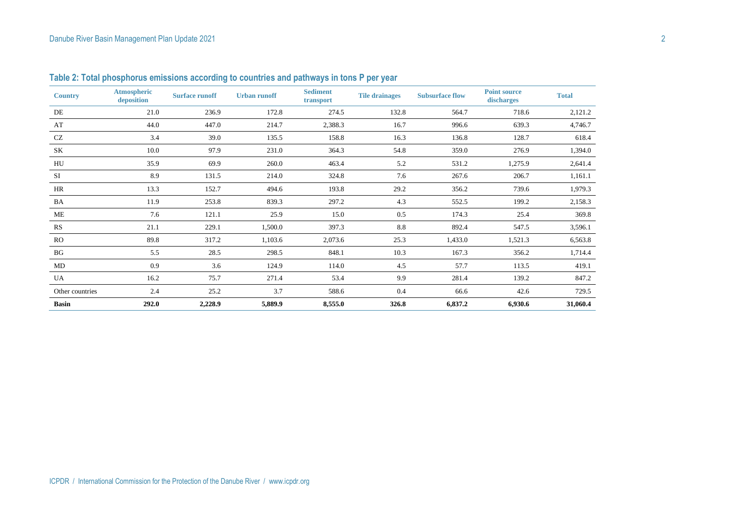### Table 2: Total phosphorus emissions according to countries and pathways in tons P per year

| Country | Atmospheric deposition | Surface runoff | Urban runoff | Sediment transport | Tile drainages | Subsurface flow | Point source discharges | Total |
|---|---|---|---|---|---|---|---|---|
| DE | 21.0 | 236.9 | 172.8 | 274.5 | 132.8 | 564.7 | 718.6 | 2,121.2 |
| AT | 44.0 | 447.0 | 214.7 | 2,388.3 | 16.7 | 996.6 | 639.3 | 4,746.7 |
| CZ | 3.4 | 39.0 | 135.5 | 158.8 | 16.3 | 136.8 | 128.7 | 618.4 |
| SK | 10.0 | 97.9 | 231.0 | 364.3 | 54.8 | 359.0 | 276.9 | 1,394.0 |
| HU | 35.9 | 69.9 | 260.0 | 463.4 | 5.2 | 531.2 | 1,275.9 | 2,641.4 |
| SI | 8.9 | 131.5 | 214.0 | 324.8 | 7.6 | 267.6 | 206.7 | 1,161.1 |
| HR | 13.3 | 152.7 | 494.6 | 193.8 | 29.2 | 356.2 | 739.6 | 1,979.3 |
| BA | 11.9 | 253.8 | 839.3 | 297.2 | 4.3 | 552.5 | 199.2 | 2,158.3 |
| ME | 7.6 | 121.1 | 25.9 | 15.0 | 0.5 | 174.3 | 25.4 | 369.8 |
| RS | 21.1 | 229.1 | 1,500.0 | 397.3 | 8.8 | 892.4 | 547.5 | 3,596.1 |
| RO | 89.8 | 317.2 | 1,103.6 | 2,073.6 | 25.3 | 1,433.0 | 1,521.3 | 6,563.8 |
| BG | 5.5 | 28.5 | 298.5 | 848.1 | 10.3 | 167.3 | 356.2 | 1,714.4 |
| MD | 0.9 | 3.6 | 124.9 | 114.0 | 4.5 | 57.7 | 113.5 | 419.1 |
| UA | 16.2 | 75.7 | 271.4 | 53.4 | 9.9 | 281.4 | 139.2 | 847.2 |
| Other countries | 2.4 | 25.2 | 3.7 | 588.6 | 0.4 | 66.6 | 42.6 | 729.5 |
| **Basin** | **292.0** | **2,228.9** | **5,889.9** | **8,555.0** | **326.8** | **6,837.2** | **6,930.6** | **31,060.4** |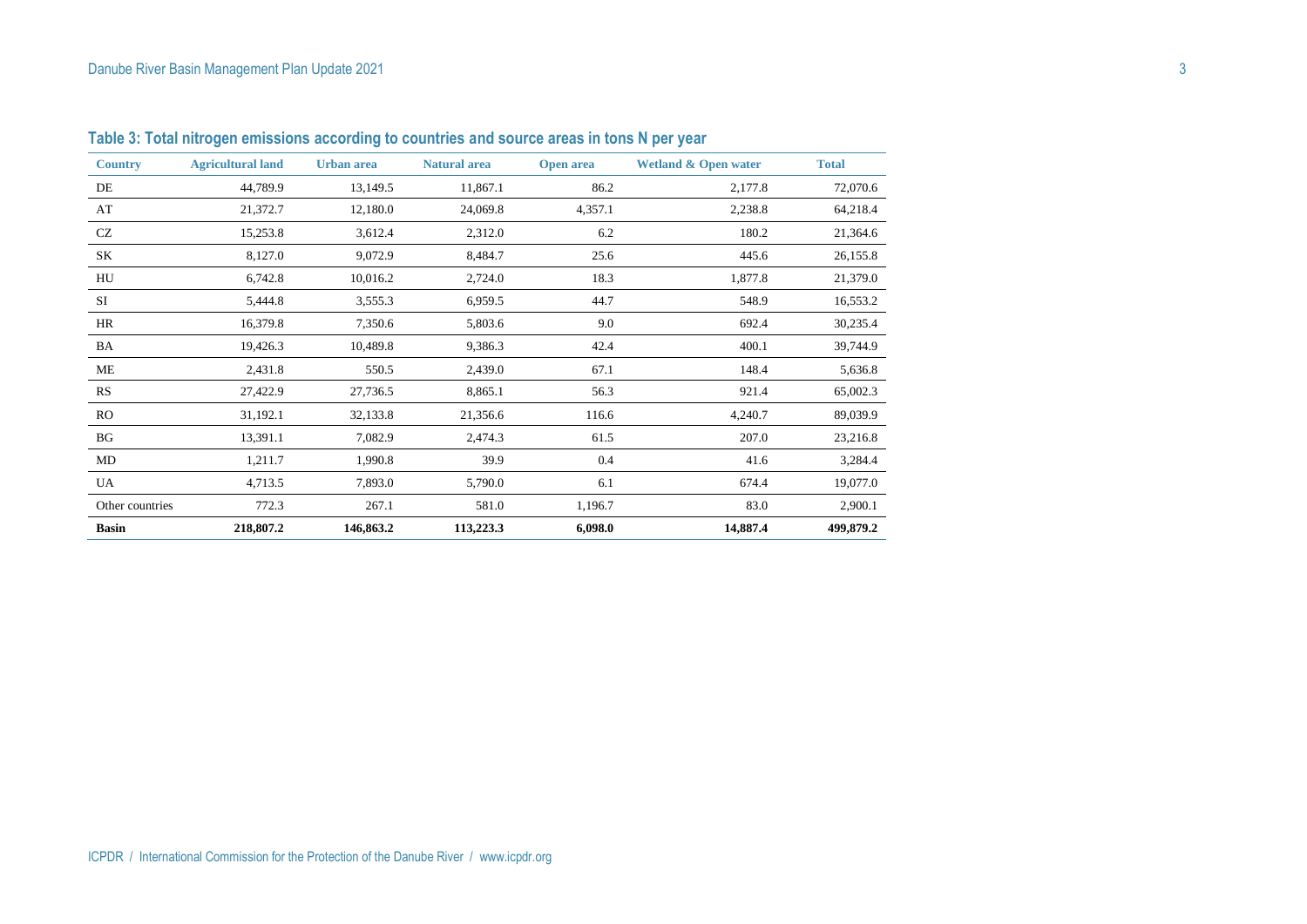### Table 3: Total nitrogen emissions according to countries and source areas in tons N per year

| Country | Agricultural land | Urban area | Natural area | Open area | Wetland & Open water | Total |
|---|---|---|---|---|---|---|
| DE | 44,789.9 | 13,149.5 | 11,867.1 | 86.2 | 2,177.8 | 72,070.6 |
| AT | 21,372.7 | 12,180.0 | 24,069.8 | 4,357.1 | 2,238.8 | 64,218.4 |
| CZ | 15,253.8 | 3,612.4 | 2,312.0 | 6.2 | 180.2 | 21,364.6 |
| SK | 8,127.0 | 9,072.9 | 8,484.7 | 25.6 | 445.6 | 26,155.8 |
| HU | 6,742.8 | 10,016.2 | 2,724.0 | 18.3 | 1,877.8 | 21,379.0 |
| SI | 5,444.8 | 3,555.3 | 6,959.5 | 44.7 | 548.9 | 16,553.2 |
| HR | 16,379.8 | 7,350.6 | 5,803.6 | 9.0 | 692.4 | 30,235.4 |
| BA | 19,426.3 | 10,489.8 | 9,386.3 | 42.4 | 400.1 | 39,744.9 |
| ME | 2,431.8 | 550.5 | 2,439.0 | 67.1 | 148.4 | 5,636.8 |
| RS | 27,422.9 | 27,736.5 | 8,865.1 | 56.3 | 921.4 | 65,002.3 |
| RO | 31,192.1 | 32,133.8 | 21,356.6 | 116.6 | 4,240.7 | 89,039.9 |
| BG | 13,391.1 | 7,082.9 | 2,474.3 | 61.5 | 207.0 | 23,216.8 |
| MD | 1,211.7 | 1,990.8 | 39.9 | 0.4 | 41.6 | 3,284.4 |
| UA | 4,713.5 | 7,893.0 | 5,790.0 | 6.1 | 674.4 | 19,077.0 |
| Other countries | 772.3 | 267.1 | 581.0 | 1,196.7 | 83.0 | 2,900.1 |
| **Basin** | **218,807.2** | **146,863.2** | **113,223.3** | **6,098.0** | **14,887.4** | **499,879.2** |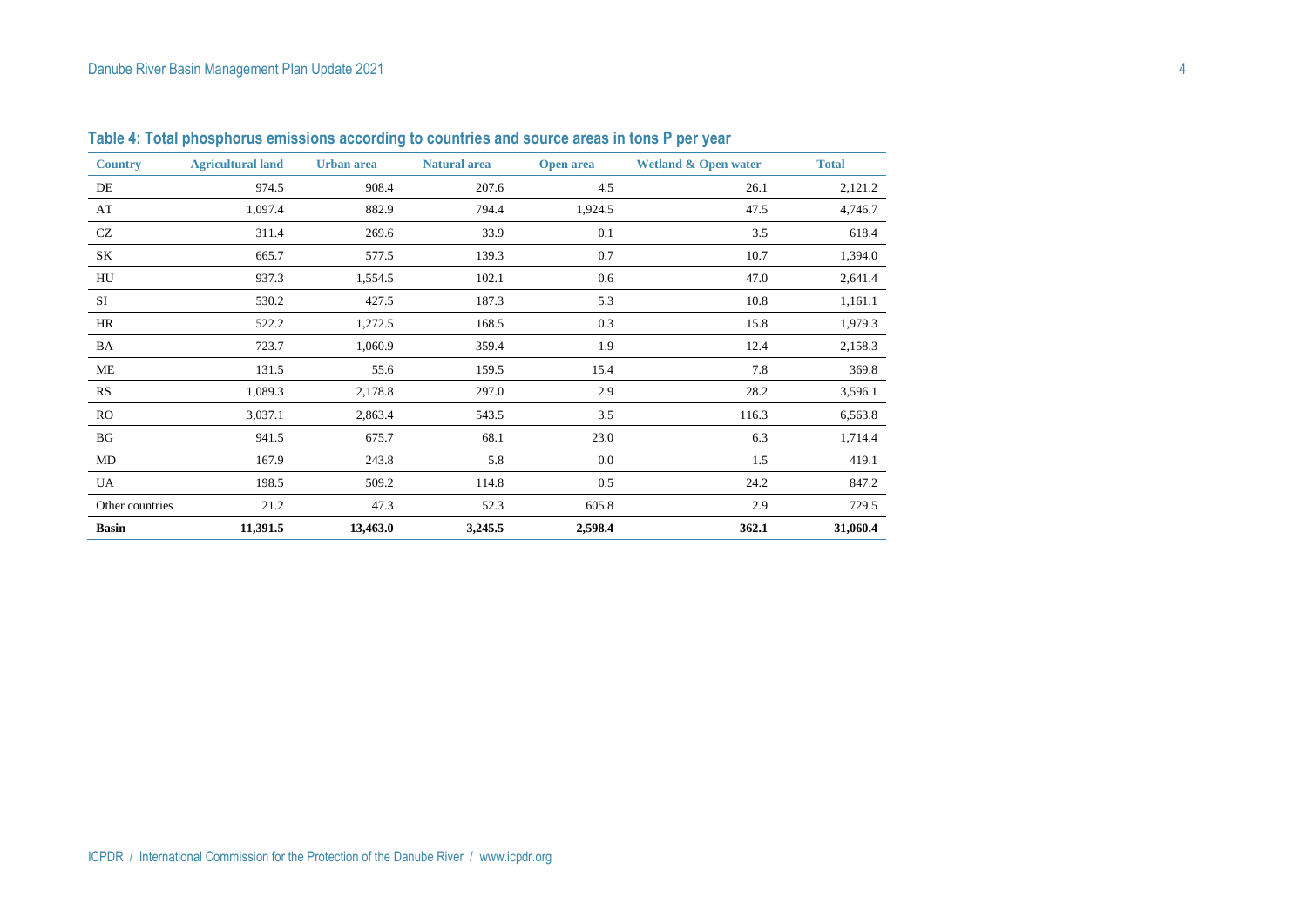### Table 4: Total phosphorus emissions according to countries and source areas in tons P per year

| Country | Agricultural land | Urban area | Natural area | Open area | Wetland & Open water | Total |
|---|---|---|---|---|---|---|
| DE | 974.5 | 908.4 | 207.6 | 4.5 | 26.1 | 2,121.2 |
| AT | 1,097.4 | 882.9 | 794.4 | 1,924.5 | 47.5 | 4,746.7 |
| CZ | 311.4 | 269.6 | 33.9 | 0.1 | 3.5 | 618.4 |
| SK | 665.7 | 577.5 | 139.3 | 0.7 | 10.7 | 1,394.0 |
| HU | 937.3 | 1,554.5 | 102.1 | 0.6 | 47.0 | 2,641.4 |
| SI | 530.2 | 427.5 | 187.3 | 5.3 | 10.8 | 1,161.1 |
| HR | 522.2 | 1,272.5 | 168.5 | 0.3 | 15.8 | 1,979.3 |
| BA | 723.7 | 1,060.9 | 359.4 | 1.9 | 12.4 | 2,158.3 |
| ME | 131.5 | 55.6 | 159.5 | 15.4 | 7.8 | 369.8 |
| RS | 1,089.3 | 2,178.8 | 297.0 | 2.9 | 28.2 | 3,596.1 |
| RO | 3,037.1 | 2,863.4 | 543.5 | 3.5 | 116.3 | 6,563.8 |
| BG | 941.5 | 675.7 | 68.1 | 23.0 | 6.3 | 1,714.4 |
| MD | 167.9 | 243.8 | 5.8 | 0.0 | 1.5 | 419.1 |
| UA | 198.5 | 509.2 | 114.8 | 0.5 | 24.2 | 847.2 |
| Other countries | 21.2 | 47.3 | 52.3 | 605.8 | 2.9 | 729.5 |
| **Basin** | **11,391.5** | **13,463.0** | **3,245.5** | **2,598.4** | **362.1** | **31,060.4** |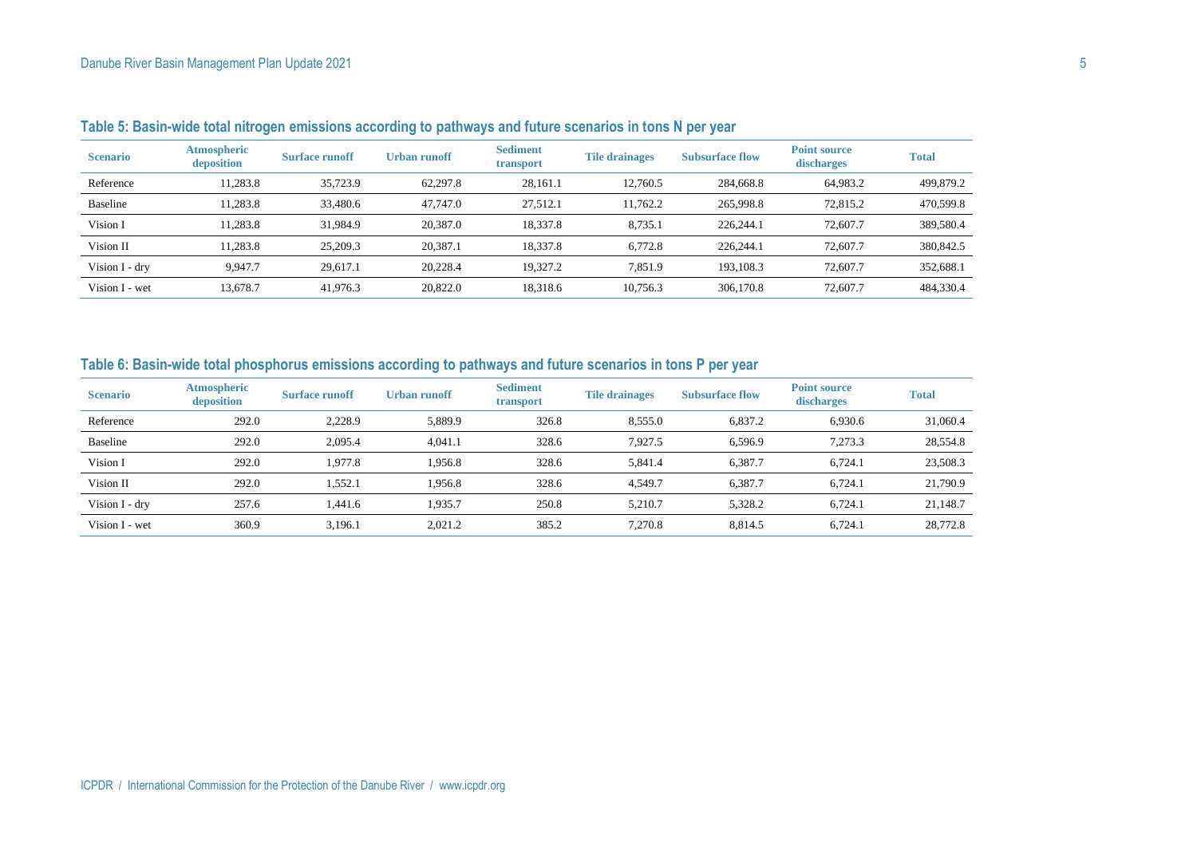### Table 5: Basin-wide total nitrogen emissions according to pathways and future scenarios in tons N per year

| Scenario | Atmospheric deposition | Surface runoff | Urban runoff | Sediment transport | Tile drainages | Subsurface flow | Point source discharges | Total |
|---|---|---|---|---|---|---|---|---|
| Reference | 11,283.8 | 35,723.9 | 62,297.8 | 28,161.1 | 12,760.5 | 284,668.8 | 64,983.2 | 499,879.2 |
| Baseline | 11,283.8 | 33,480.6 | 47,747.0 | 27,512.1 | 11,762.2 | 265,998.8 | 72,815.2 | 470,599.8 |
| Vision I | 11,283.8 | 31,984.9 | 20,387.0 | 18,337.8 | 8,735.1 | 226,244.1 | 72,607.7 | 389,580.4 |
| Vision II | 11,283.8 | 25,209.3 | 20,387.1 | 18,337.8 | 6,772.8 | 226,244.1 | 72,607.7 | 380,842.5 |
| Vision I - dry | 9,947.7 | 29,617.1 | 20,228.4 | 19,327.2 | 7,851.9 | 193,108.3 | 72,607.7 | 352,688.1 |
| Vision I - wet | 13,678.7 | 41,976.3 | 20,822.0 | 18,318.6 | 10,756.3 | 306,170.8 | 72,607.7 | 484,330.4 |

### Table 6: Basin-wide total phosphorus emissions according to pathways and future scenarios in tons P per year

| Scenario | Atmospheric deposition | Surface runoff | Urban runoff | Sediment transport | Tile drainages | Subsurface flow | Point source discharges | Total |
|---|---|---|---|---|---|---|---|---|
| Reference | 292.0 | 2,228.9 | 5,889.9 | 326.8 | 8,555.0 | 6,837.2 | 6,930.6 | 31,060.4 |
| Baseline | 292.0 | 2,095.4 | 4,041.1 | 328.6 | 7,927.5 | 6,596.9 | 7,273.3 | 28,554.8 |
| Vision I | 292.0 | 1,977.8 | 1,956.8 | 328.6 | 5,841.4 | 6,387.7 | 6,724.1 | 23,508.3 |
| Vision II | 292.0 | 1,552.1 | 1,956.8 | 328.6 | 4,549.7 | 6,387.7 | 6,724.1 | 21,790.9 |
| Vision I - dry | 257.6 | 1,441.6 | 1,935.7 | 250.8 | 5,210.7 | 5,328.2 | 6,724.1 | 21,148.7 |
| Vision I - wet | 360.9 | 3,196.1 | 2,021.2 | 385.2 | 7,270.8 | 8,814.5 | 6,724.1 | 28,772.8 |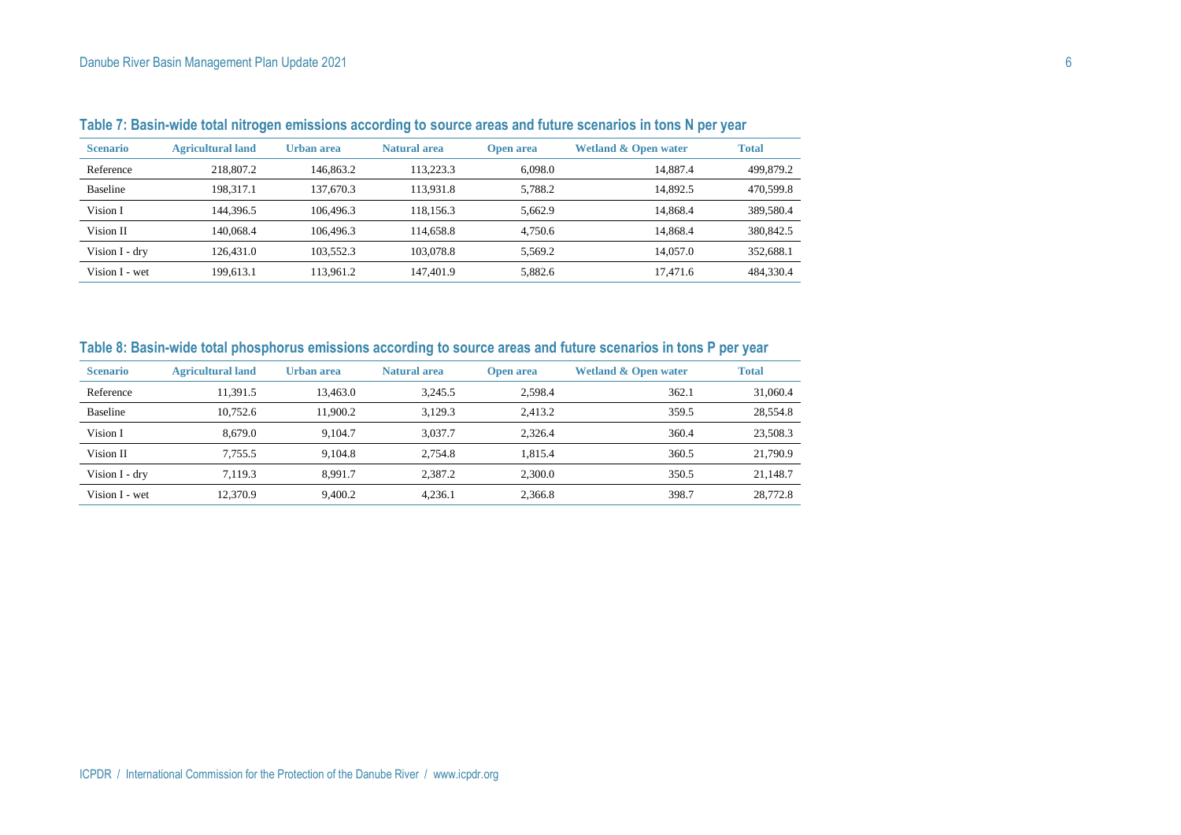**Table 7: Basin-wide total nitrogen emissions according to source areas and future scenarios in tons N per year**

| Scenario | Agricultural land | Urban area | Natural area | Open area | Wetland & Open water | Total |
|---|---|---|---|---|---|---|
| Reference | 218,807.2 | 146,863.2 | 113,223.3 | 6,098.0 | 14,887.4 | 499,879.2 |
| Baseline | 198,317.1 | 137,670.3 | 113,931.8 | 5,788.2 | 14,892.5 | 470,599.8 |
| Vision I | 144,396.5 | 106,496.3 | 118,156.3 | 5,662.9 | 14,868.4 | 389,580.4 |
| Vision II | 140,068.4 | 106,496.3 | 114,658.8 | 4,750.6 | 14,868.4 | 380,842.5 |
| Vision I - dry | 126,431.0 | 103,552.3 | 103,078.8 | 5,569.2 | 14,057.0 | 352,688.1 |
| Vision I - wet | 199,613.1 | 113,961.2 | 147,401.9 | 5,882.6 | 17,471.6 | 484,330.4 |

**Table 8: Basin-wide total phosphorus emissions according to source areas and future scenarios in tons P per year**

| Scenario | Agricultural land | Urban area | Natural area | Open area | Wetland & Open water | Total |
|---|---|---|---|---|---|---|
| Reference | 11,391.5 | 13,463.0 | 3,245.5 | 2,598.4 | 362.1 | 31,060.4 |
| Baseline | 10,752.6 | 11,900.2 | 3,129.3 | 2,413.2 | 359.5 | 28,554.8 |
| Vision I | 8,679.0 | 9,104.7 | 3,037.7 | 2,326.4 | 360.4 | 23,508.3 |
| Vision II | 7,755.5 | 9,104.8 | 2,754.8 | 1,815.4 | 360.5 | 21,790.9 |
| Vision I - dry | 7,119.3 | 8,991.7 | 2,387.2 | 2,300.0 | 350.5 | 21,148.7 |
| Vision I - wet | 12,370.9 | 9,400.2 | 4,236.1 | 2,366.8 | 398.7 | 28,772.8 |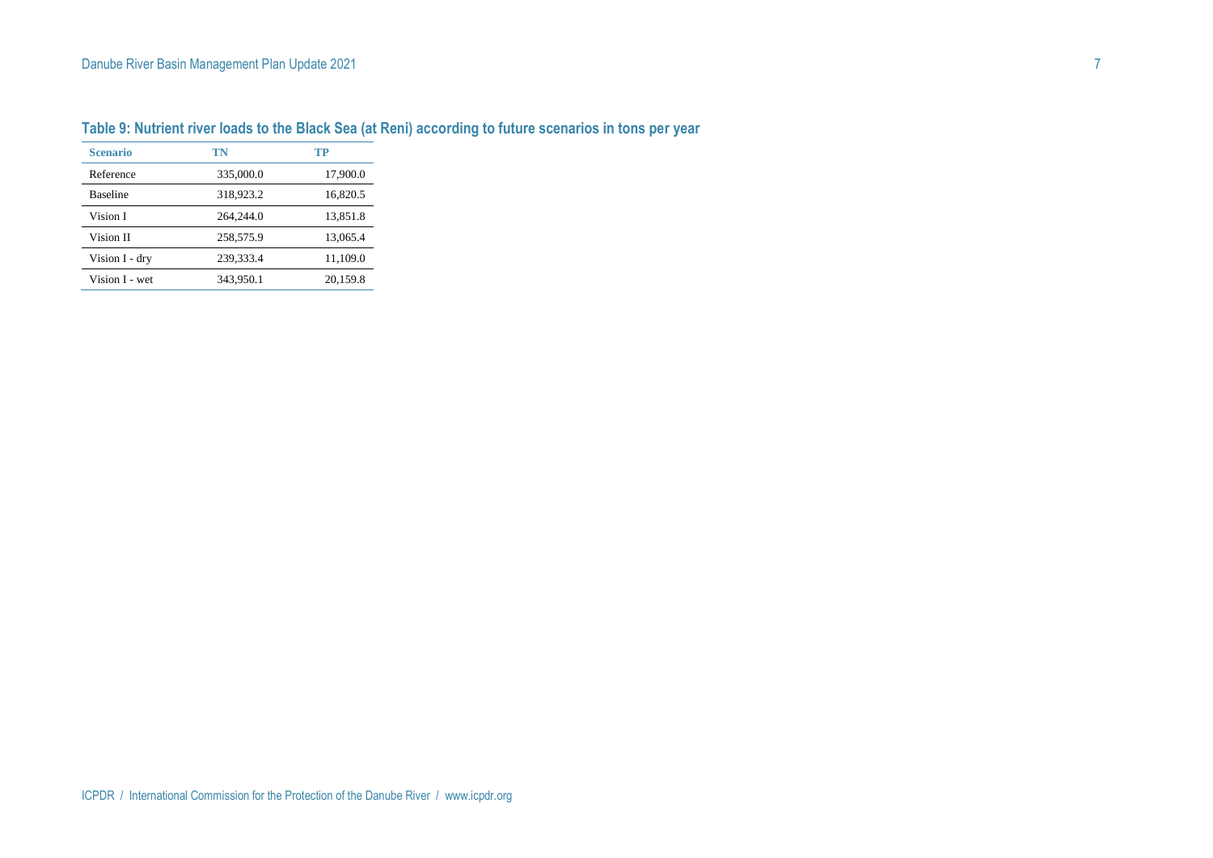**Table 9: Nutrient river loads to the Black Sea (at Reni) according to future scenarios in tons per year**

| Scenario | TN | TP |
|---|---|---|
| Reference | 335,000.0 | 17,900.0 |
| Baseline | 318,923.2 | 16,820.5 |
| Vision I | 264,244.0 | 13,851.8 |
| Vision II | 258,575.9 | 13,065.4 |
| Vision I - dry | 239,333.4 | 11,109.0 |
| Vision I - wet | 343,950.1 | 20,159.8 |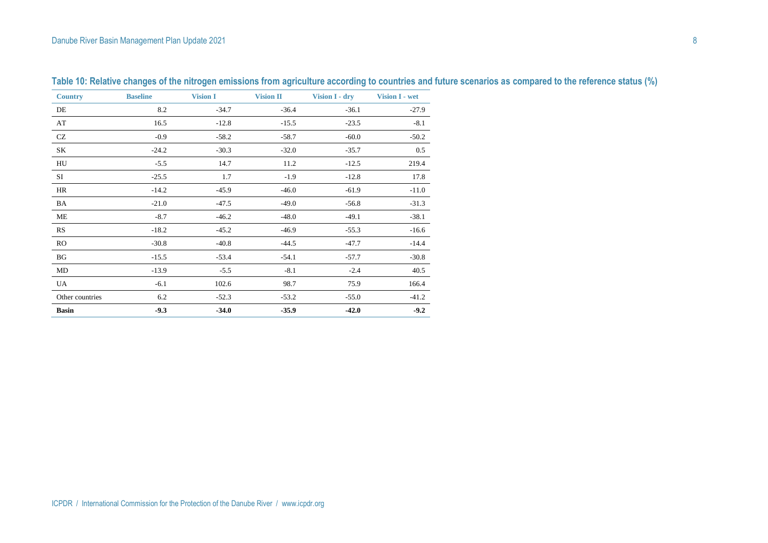**Table 10: Relative changes of the nitrogen emissions from agriculture according to countries and future scenarios as compared to the reference status (%)**

| Country | Baseline | Vision I | Vision II | Vision I - dry | Vision I - wet |
|---|---|---|---|---|---|
| DE | 8.2 | -34.7 | -36.4 | -36.1 | -27.9 |
| AT | 16.5 | -12.8 | -15.5 | -23.5 | -8.1 |
| CZ | -0.9 | -58.2 | -58.7 | -60.0 | -50.2 |
| SK | -24.2 | -30.3 | -32.0 | -35.7 | 0.5 |
| HU | -5.5 | 14.7 | 11.2 | -12.5 | 219.4 |
| SI | -25.5 | 1.7 | -1.9 | -12.8 | 17.8 |
| HR | -14.2 | -45.9 | -46.0 | -61.9 | -11.0 |
| BA | -21.0 | -47.5 | -49.0 | -56.8 | -31.3 |
| ME | -8.7 | -46.2 | -48.0 | -49.1 | -38.1 |
| RS | -18.2 | -45.2 | -46.9 | -55.3 | -16.6 |
| RO | -30.8 | -40.8 | -44.5 | -47.7 | -14.4 |
| BG | -15.5 | -53.4 | -54.1 | -57.7 | -30.8 |
| MD | -13.9 | -5.5 | -8.1 | -2.4 | 40.5 |
| UA | -6.1 | 102.6 | 98.7 | 75.9 | 166.4 |
| Other countries | 6.2 | -52.3 | -53.2 | -55.0 | -41.2 |
| **Basin** | **-9.3** | **-34.0** | **-35.9** | **-42.0** | **-9.2** |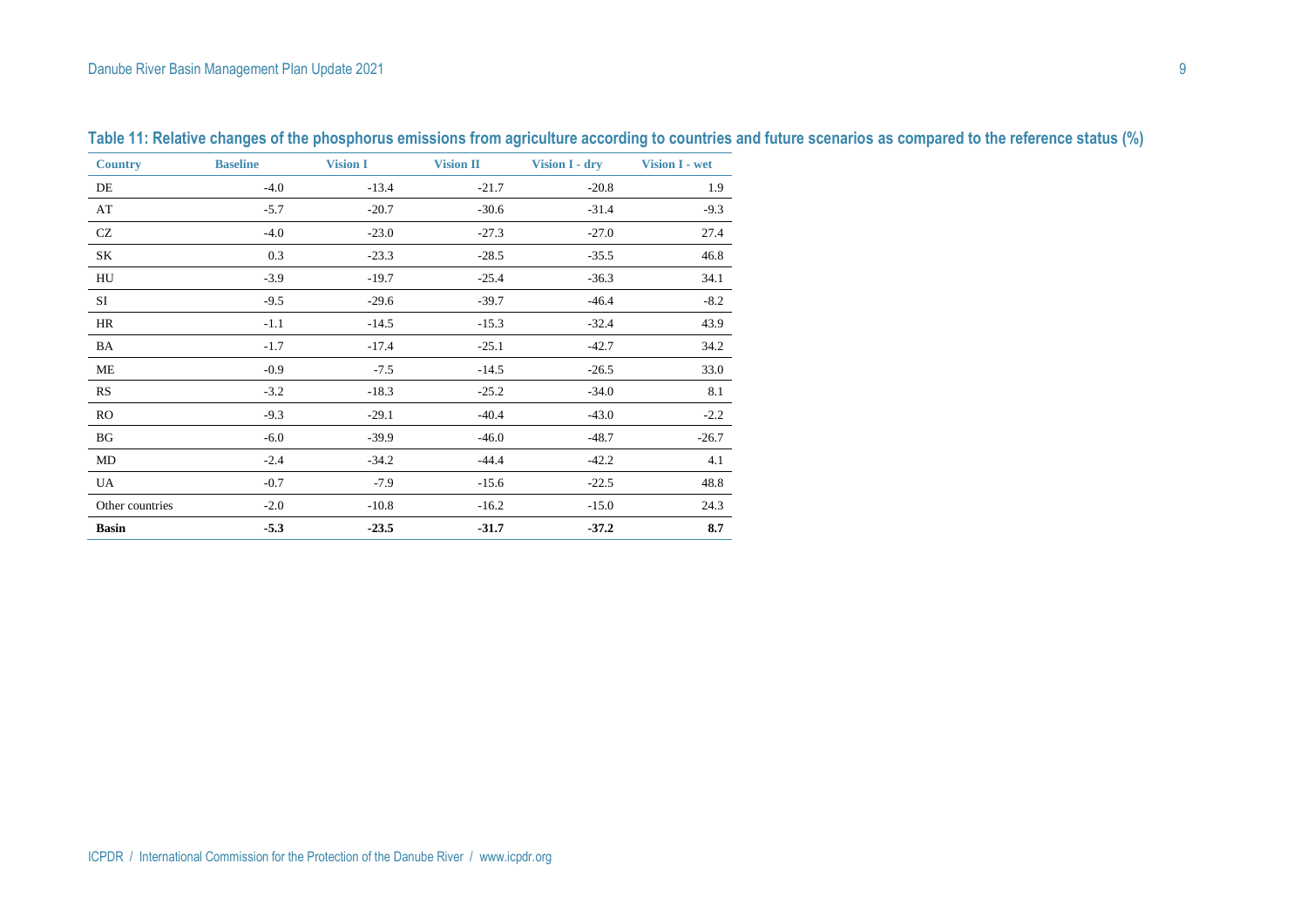**Table 11: Relative changes of the phosphorus emissions from agriculture according to countries and future scenarios as compared to the reference status (%)**

| Country | Baseline | Vision I | Vision II | Vision I - dry | Vision I - wet |
|---|---|---|---|---|---|
| DE | -4.0 | -13.4 | -21.7 | -20.8 | 1.9 |
| AT | -5.7 | -20.7 | -30.6 | -31.4 | -9.3 |
| CZ | -4.0 | -23.0 | -27.3 | -27.0 | 27.4 |
| SK | 0.3 | -23.3 | -28.5 | -35.5 | 46.8 |
| HU | -3.9 | -19.7 | -25.4 | -36.3 | 34.1 |
| SI | -9.5 | -29.6 | -39.7 | -46.4 | -8.2 |
| HR | -1.1 | -14.5 | -15.3 | -32.4 | 43.9 |
| BA | -1.7 | -17.4 | -25.1 | -42.7 | 34.2 |
| ME | -0.9 | -7.5 | -14.5 | -26.5 | 33.0 |
| RS | -3.2 | -18.3 | -25.2 | -34.0 | 8.1 |
| RO | -9.3 | -29.1 | -40.4 | -43.0 | -2.2 |
| BG | -6.0 | -39.9 | -46.0 | -48.7 | -26.7 |
| MD | -2.4 | -34.2 | -44.4 | -42.2 | 4.1 |
| UA | -0.7 | -7.9 | -15.6 | -22.5 | 48.8 |
| Other countries | -2.0 | -10.8 | -16.2 | -15.0 | 24.3 |
| **Basin** | **-5.3** | **-23.5** | **-31.7** | **-37.2** | **8.7** |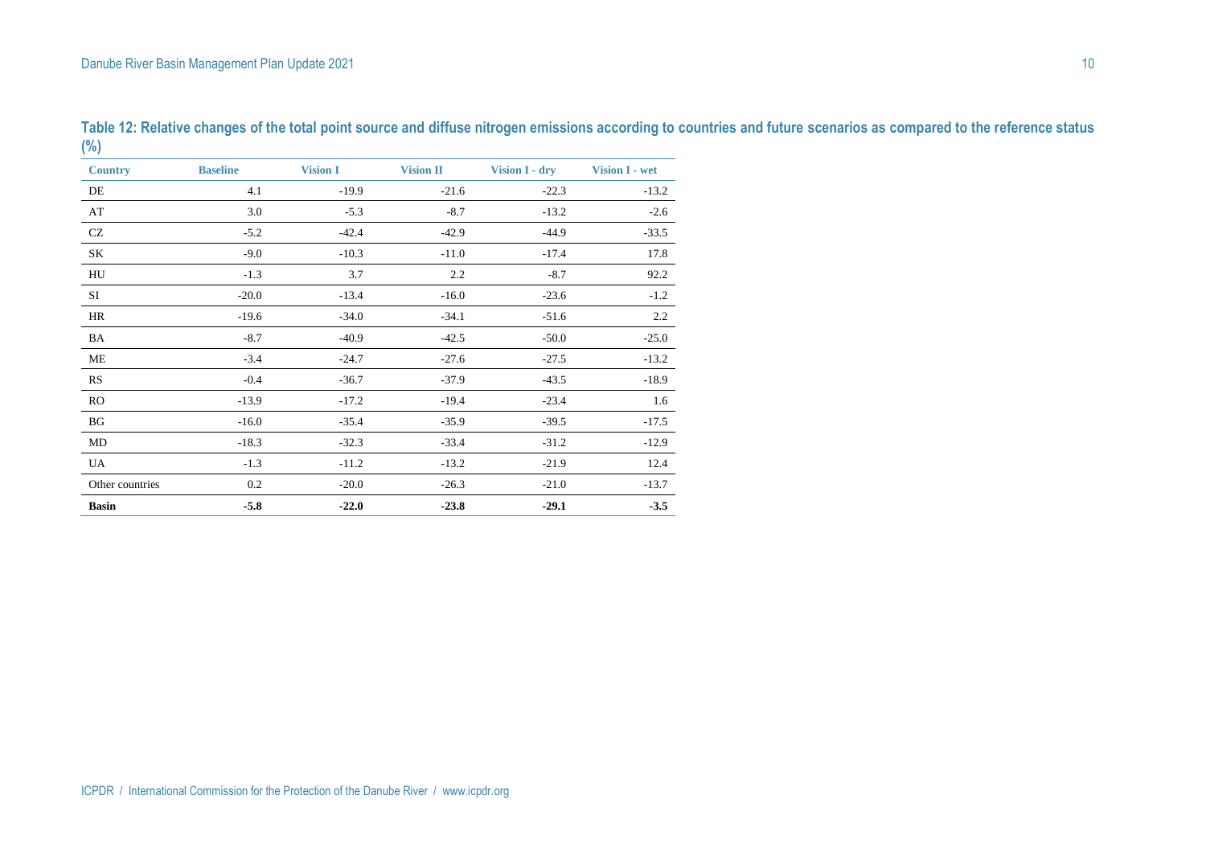**Table 12: Relative changes of the total point source and diffuse nitrogen emissions according to countries and future scenarios as compared to the reference status (%)**

| Country | Baseline | Vision I | Vision II | Vision I - dry | Vision I - wet |
|---|---|---|---|---|---|
| DE | 4.1 | -19.9 | -21.6 | -22.3 | -13.2 |
| AT | 3.0 | -5.3 | -8.7 | -13.2 | -2.6 |
| CZ | -5.2 | -42.4 | -42.9 | -44.9 | -33.5 |
| SK | -9.0 | -10.3 | -11.0 | -17.4 | 17.8 |
| HU | -1.3 | 3.7 | 2.2 | -8.7 | 92.2 |
| SI | -20.0 | -13.4 | -16.0 | -23.6 | -1.2 |
| HR | -19.6 | -34.0 | -34.1 | -51.6 | 2.2 |
| BA | -8.7 | -40.9 | -42.5 | -50.0 | -25.0 |
| ME | -3.4 | -24.7 | -27.6 | -27.5 | -13.2 |
| RS | -0.4 | -36.7 | -37.9 | -43.5 | -18.9 |
| RO | -13.9 | -17.2 | -19.4 | -23.4 | 1.6 |
| BG | -16.0 | -35.4 | -35.9 | -39.5 | -17.5 |
| MD | -18.3 | -32.3 | -33.4 | -31.2 | -12.9 |
| UA | -1.3 | -11.2 | -13.2 | -21.9 | 12.4 |
| Other countries | 0.2 | -20.0 | -26.3 | -21.0 | -13.7 |
| **Basin** | **-5.8** | **-22.0** | **-23.8** | **-29.1** | **-3.5** |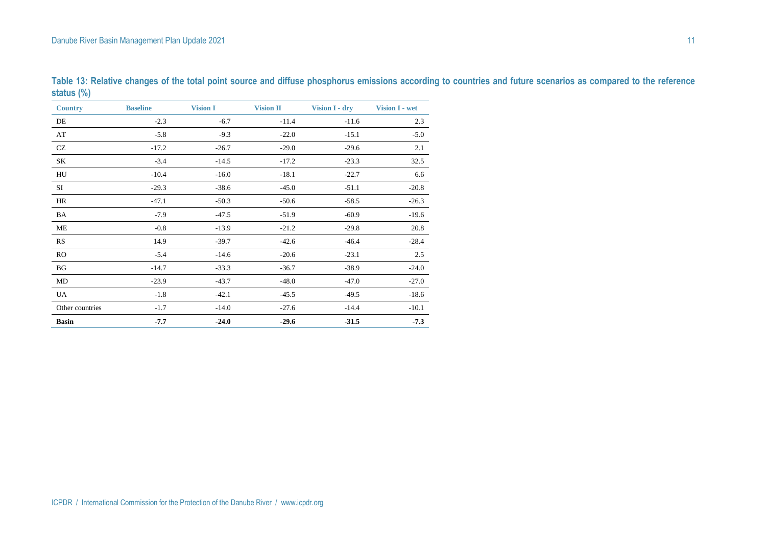**Table 13: Relative changes of the total point source and diffuse phosphorus emissions according to countries and future scenarios as compared to the reference status (%)**

| Country | Baseline | Vision I | Vision II | Vision I - dry | Vision I - wet |
|---|---|---|---|---|---|
| DE | -2.3 | -6.7 | -11.4 | -11.6 | 2.3 |
| AT | -5.8 | -9.3 | -22.0 | -15.1 | -5.0 |
| CZ | -17.2 | -26.7 | -29.0 | -29.6 | 2.1 |
| SK | -3.4 | -14.5 | -17.2 | -23.3 | 32.5 |
| HU | -10.4 | -16.0 | -18.1 | -22.7 | 6.6 |
| SI | -29.3 | -38.6 | -45.0 | -51.1 | -20.8 |
| HR | -47.1 | -50.3 | -50.6 | -58.5 | -26.3 |
| BA | -7.9 | -47.5 | -51.9 | -60.9 | -19.6 |
| ME | -0.8 | -13.9 | -21.2 | -29.8 | 20.8 |
| RS | 14.9 | -39.7 | -42.6 | -46.4 | -28.4 |
| RO | -5.4 | -14.6 | -20.6 | -23.1 | 2.5 |
| BG | -14.7 | -33.3 | -36.7 | -38.9 | -24.0 |
| MD | -23.9 | -43.7 | -48.0 | -47.0 | -27.0 |
| UA | -1.8 | -42.1 | -45.5 | -49.5 | -18.6 |
| Other countries | -1.7 | -14.0 | -27.6 | -14.4 | -10.1 |
| **Basin** | **-7.7** | **-24.0** | **-29.6** | **-31.5** | **-7.3** |